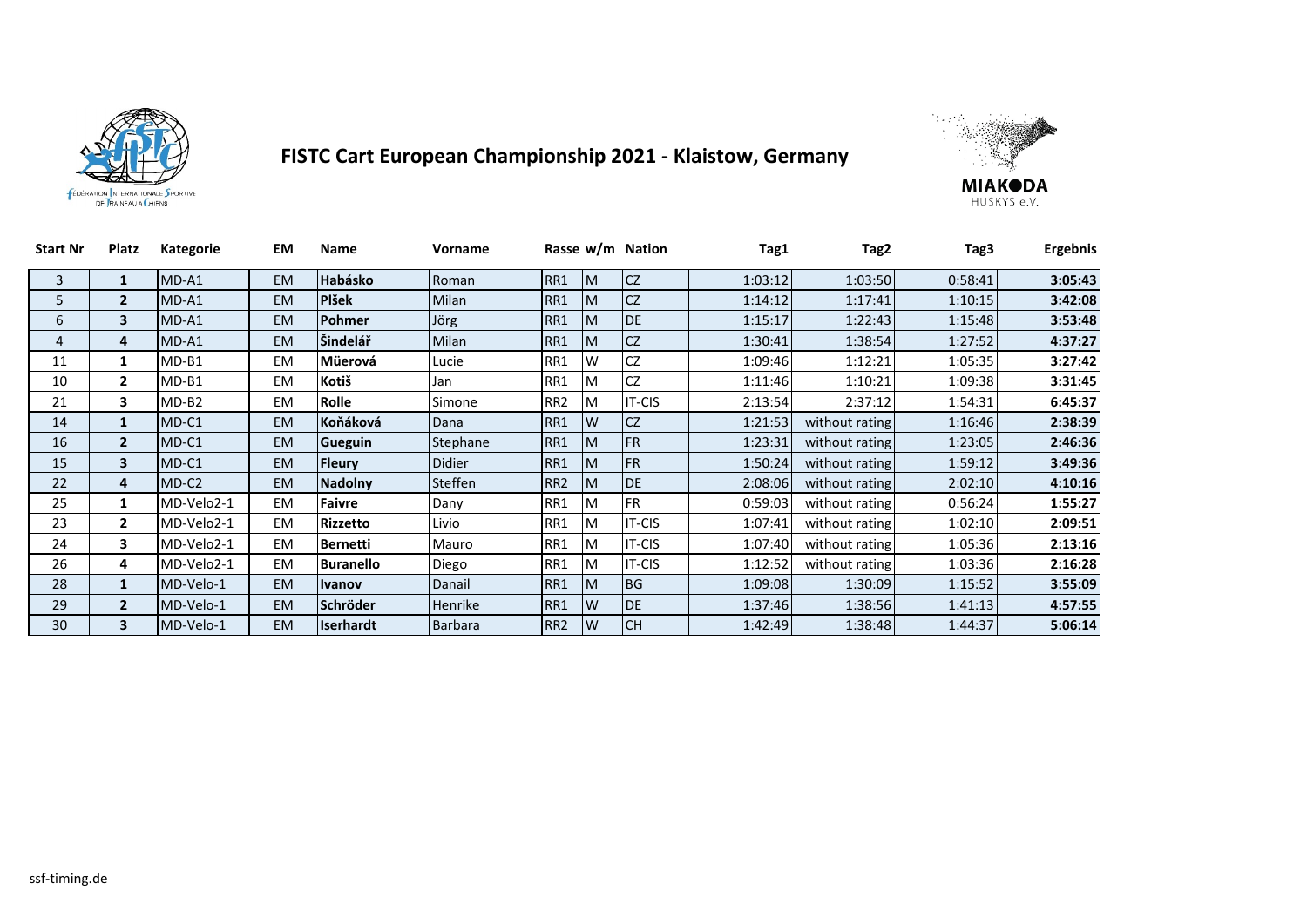# FISTC Cart European Championship 2021 - Klaistow, Germany

| Start Nr | Platz | Kategorie | EM | Name | Vorname | Rasse | w/m | Nation | Tag1 | Tag2 | Tag3 | Ergebnis |
|---|---|---|---|---|---|---|---|---|---|---|---|---|
| 3 | **1** | MD-A1 | EM | **Habásko** | Roman | RR1 | M | CZ | 1:03:12 | 1:03:50 | 0:58:41 | **3:05:43** |
| 5 | **2** | MD-A1 | EM | **Plšek** | Milan | RR1 | M | CZ | 1:14:12 | 1:17:41 | 1:10:15 | **3:42:08** |
| 6 | **3** | MD-A1 | EM | **Pohmer** | Jörg | RR1 | M | DE | 1:15:17 | 1:22:43 | 1:15:48 | **3:53:48** |
| 4 | **4** | MD-A1 | EM | **Šindelář** | Milan | RR1 | M | CZ | 1:30:41 | 1:38:54 | 1:27:52 | **4:37:27** |
| 11 | **1** | MD-B1 | EM | **Müerová** | Lucie | RR1 | W | CZ | 1:09:46 | 1:12:21 | 1:05:35 | **3:27:42** |
| 10 | **2** | MD-B1 | EM | **Kotiš** | Jan | RR1 | M | CZ | 1:11:46 | 1:10:21 | 1:09:38 | **3:31:45** |
| 21 | **3** | MD-B2 | EM | **Rolle** | Simone | RR2 | M | IT-CIS | 2:13:54 | 2:37:12 | 1:54:31 | **6:45:37** |
| 14 | **1** | MD-C1 | EM | **Koňáková** | Dana | RR1 | W | CZ | 1:21:53 | without rating | 1:16:46 | **2:38:39** |
| 16 | **2** | MD-C1 | EM | **Gueguin** | Stephane | RR1 | M | FR | 1:23:31 | without rating | 1:23:05 | **2:46:36** |
| 15 | **3** | MD-C1 | EM | **Fleury** | Didier | RR1 | M | FR | 1:50:24 | without rating | 1:59:12 | **3:49:36** |
| 22 | **4** | MD-C2 | EM | **Nadolny** | Steffen | RR2 | M | DE | 2:08:06 | without rating | 2:02:10 | **4:10:16** |
| 25 | **1** | MD-Velo2-1 | EM | **Faivre** | Dany | RR1 | M | FR | 0:59:03 | without rating | 0:56:24 | **1:55:27** |
| 23 | **2** | MD-Velo2-1 | EM | **Rizzetto** | Livio | RR1 | M | IT-CIS | 1:07:41 | without rating | 1:02:10 | **2:09:51** |
| 24 | **3** | MD-Velo2-1 | EM | **Bernetti** | Mauro | RR1 | M | IT-CIS | 1:07:40 | without rating | 1:05:36 | **2:13:16** |
| 26 | **4** | MD-Velo2-1 | EM | **Buranello** | Diego | RR1 | M | IT-CIS | 1:12:52 | without rating | 1:03:36 | **2:16:28** |
| 28 | **1** | MD-Velo-1 | EM | **Ivanov** | Danail | RR1 | M | BG | 1:09:08 | 1:30:09 | 1:15:52 | **3:55:09** |
| 29 | **2** | MD-Velo-1 | EM | **Schröder** | Henrike | RR1 | W | DE | 1:37:46 | 1:38:56 | 1:41:13 | **4:57:55** |
| 30 | **3** | MD-Velo-1 | EM | **Iserhardt** | Barbara | RR2 | W | CH | 1:42:49 | 1:38:48 | 1:44:37 | **5:06:14** |

ssf-timing.de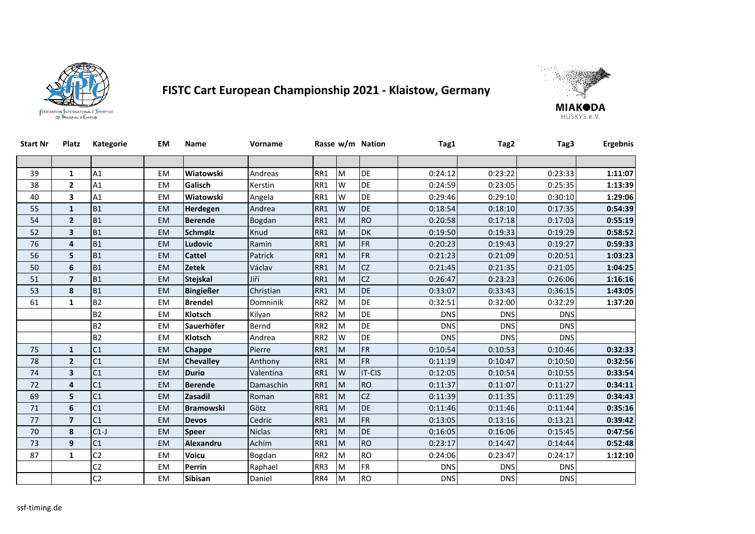# FISTC Cart European Championship 2021 - Klaistow, Germany

| Start Nr | Platz | Kategorie | EM | Name | Vorname | Rasse | w/m | Nation | Tag1 | Tag2 | Tag3 | Ergebnis |
|---|---|---|---|---|---|---|---|---|---|---|---|---|
| | | | | | | | | | | | | |
| 39 | **1** | A1 | EM | **Wiatowski** | Andreas | RR1 | M | DE | 0:24:12 | 0:23:22 | 0:23:33 | **1:11:07** |
| 38 | **2** | A1 | EM | **Galisch** | Kerstin | RR1 | W | DE | 0:24:59 | 0:23:05 | 0:25:35 | **1:13:39** |
| 40 | **3** | A1 | EM | **Wiatowski** | Angela | RR1 | W | DE | 0:29:46 | 0:29:10 | 0:30:10 | **1:29:06** |
| 55 | **1** | B1 | EM | **Herdegen** | Andrea | RR1 | W | DE | 0:18:54 | 0:18:10 | 0:17:35 | **0:54:39** |
| 54 | **2** | B1 | EM | **Berende** | Bogdan | RR1 | M | RO | 0:20:58 | 0:17:18 | 0:17:03 | **0:55:19** |
| 52 | **3** | B1 | EM | **Schmølz** | Knud | RR1 | M | DK | 0:19:50 | 0:19:33 | 0:19:29 | **0:58:52** |
| 76 | **4** | B1 | EM | **Ludovic** | Ramin | RR1 | M | FR | 0:20:23 | 0:19:43 | 0:19:27 | **0:59:33** |
| 56 | **5** | B1 | EM | **Cattel** | Patrick | RR1 | M | FR | 0:21:23 | 0:21:09 | 0:20:51 | **1:03:23** |
| 50 | **6** | B1 | EM | **Zetek** | Václav | RR1 | M | CZ | 0:21:45 | 0:21:35 | 0:21:05 | **1:04:25** |
| 51 | **7** | B1 | EM | **Stejskal** | Jiří | RR1 | M | CZ | 0:26:47 | 0:23:23 | 0:26:06 | **1:16:16** |
| 53 | **8** | B1 | EM | **Bingießer** | Christian | RR1 | M | DE | 0:33:07 | 0:33:43 | 0:36:15 | **1:43:05** |
| 61 | **1** | B2 | EM | **Brendel** | Domninik | RR2 | M | DE | 0:32:51 | 0:32:00 | 0:32:29 | **1:37:20** |
| | | B2 | EM | **Klotsch** | Kilyan | RR2 | M | DE | DNS | DNS | DNS | |
| | | B2 | EM | **Sauerhöfer** | Bernd | RR2 | M | DE | DNS | DNS | DNS | |
| | | B2 | EM | **Klotsch** | Andrea | RR2 | W | DE | DNS | DNS | DNS | |
| 75 | **1** | C1 | EM | **Chappe** | Pierre | RR1 | M | FR | 0:10:54 | 0:10:53 | 0:10:46 | **0:32:33** |
| 78 | **2** | C1 | EM | **Chevalley** | Anthony | RR1 | M | FR | 0:11:19 | 0:10:47 | 0:10:50 | **0:32:56** |
| 74 | **3** | C1 | EM | **Durio** | Valentina | RR1 | W | IT-CIS | 0:12:05 | 0:10:54 | 0:10:55 | **0:33:54** |
| 72 | **4** | C1 | EM | **Berende** | Damaschin | RR1 | M | RO | 0:11:37 | 0:11:07 | 0:11:27 | **0:34:11** |
| 69 | **5** | C1 | EM | **Zasadil** | Roman | RR1 | M | CZ | 0:11:39 | 0:11:35 | 0:11:29 | **0:34:43** |
| 71 | **6** | C1 | EM | **Bramowski** | Götz | RR1 | M | DE | 0:11:46 | 0:11:46 | 0:11:44 | **0:35:16** |
| 77 | **7** | C1 | EM | **Devos** | Cedric | RR1 | M | FR | 0:13:05 | 0:13:16 | 0:13:21 | **0:39:42** |
| 70 | **8** | C1-J | EM | **Speer** | Niclas | RR1 | M | DE | 0:16:05 | 0:16:06 | 0:15:45 | **0:47:56** |
| 73 | **9** | C1 | EM | **Alexandru** | Achim | RR1 | M | RO | 0:23:17 | 0:14:47 | 0:14:44 | **0:52:48** |
| 87 | **1** | C2 | EM | **Voicu** | Bogdan | RR2 | M | RO | 0:24:06 | 0:23:47 | 0:24:17 | **1:12:10** |
| | | C2 | EM | **Perrin** | Raphael | RR3 | M | FR | DNS | DNS | DNS | |
| | | C2 | EM | **Sibisan** | Daniel | RR4 | M | RO | DNS | DNS | DNS | |

ssf-timing.de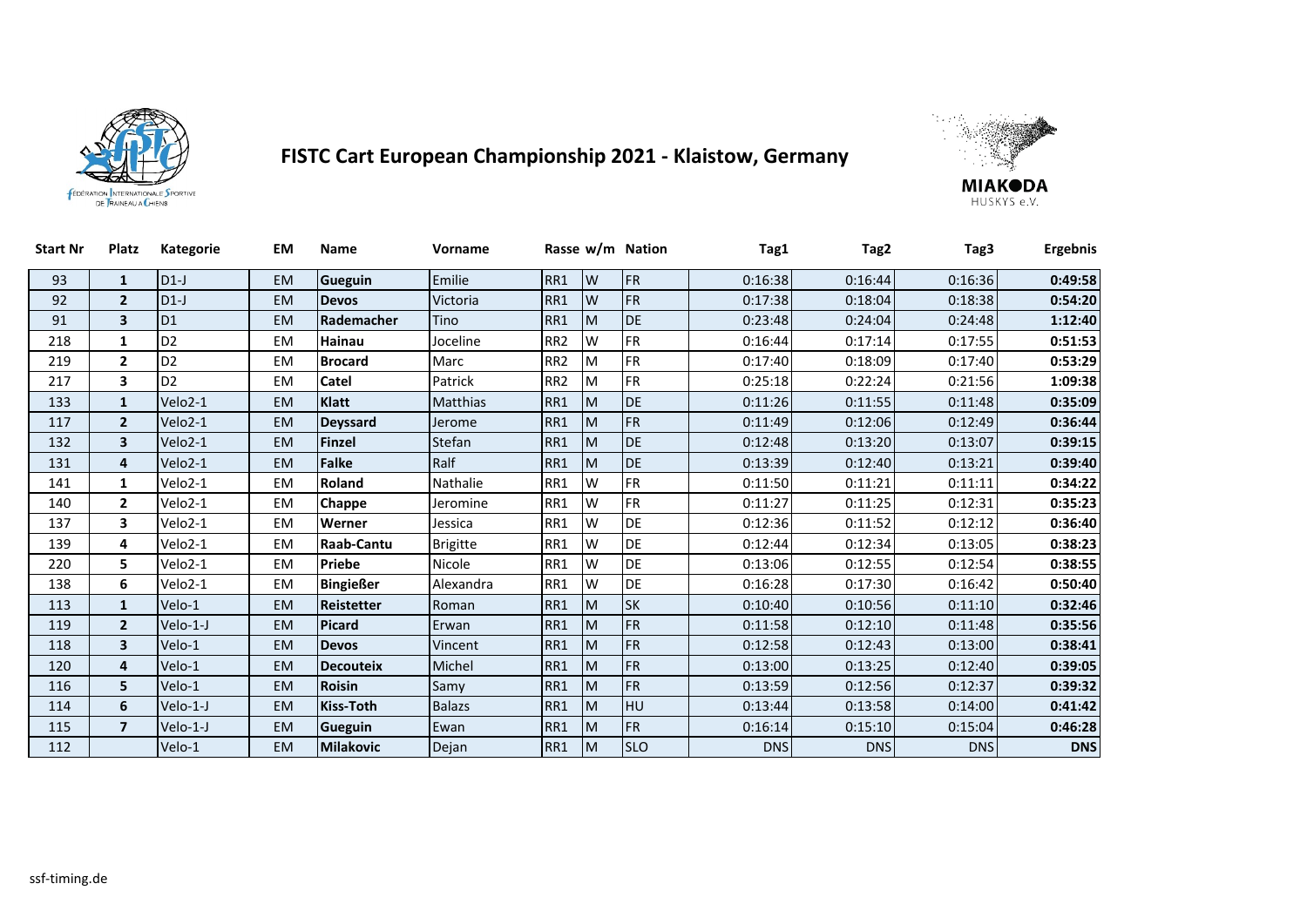# FISTC Cart European Championship 2021 - Klaistow, Germany

| Start Nr | Platz | Kategorie | EM | Name | Vorname | Rasse | w/m | Nation | Tag1 | Tag2 | Tag3 | Ergebnis |
|---|---|---|---|---|---|---|---|---|---|---|---|---|
| 93 | **1** | D1-J | EM | **Gueguin** | Emilie | RR1 | W | FR | 0:16:38 | 0:16:44 | 0:16:36 | **0:49:58** |
| 92 | **2** | D1-J | EM | **Devos** | Victoria | RR1 | W | FR | 0:17:38 | 0:18:04 | 0:18:38 | **0:54:20** |
| 91 | **3** | D1 | EM | **Rademacher** | Tino | RR1 | M | DE | 0:23:48 | 0:24:04 | 0:24:48 | **1:12:40** |
| 218 | **1** | D2 | EM | **Hainau** | Joceline | RR2 | W | FR | 0:16:44 | 0:17:14 | 0:17:55 | **0:51:53** |
| 219 | **2** | D2 | EM | **Brocard** | Marc | RR2 | M | FR | 0:17:40 | 0:18:09 | 0:17:40 | **0:53:29** |
| 217 | **3** | D2 | EM | **Catel** | Patrick | RR2 | M | FR | 0:25:18 | 0:22:24 | 0:21:56 | **1:09:38** |
| 133 | **1** | Velo2-1 | EM | **Klatt** | Matthias | RR1 | M | DE | 0:11:26 | 0:11:55 | 0:11:48 | **0:35:09** |
| 117 | **2** | Velo2-1 | EM | **Deyssard** | Jerome | RR1 | M | FR | 0:11:49 | 0:12:06 | 0:12:49 | **0:36:44** |
| 132 | **3** | Velo2-1 | EM | **Finzel** | Stefan | RR1 | M | DE | 0:12:48 | 0:13:20 | 0:13:07 | **0:39:15** |
| 131 | **4** | Velo2-1 | EM | **Falke** | Ralf | RR1 | M | DE | 0:13:39 | 0:12:40 | 0:13:21 | **0:39:40** |
| 141 | **1** | Velo2-1 | EM | **Roland** | Nathalie | RR1 | W | FR | 0:11:50 | 0:11:21 | 0:11:11 | **0:34:22** |
| 140 | **2** | Velo2-1 | EM | **Chappe** | Jeromine | RR1 | W | FR | 0:11:27 | 0:11:25 | 0:12:31 | **0:35:23** |
| 137 | **3** | Velo2-1 | EM | **Werner** | Jessica | RR1 | W | DE | 0:12:36 | 0:11:52 | 0:12:12 | **0:36:40** |
| 139 | **4** | Velo2-1 | EM | **Raab-Cantu** | Brigitte | RR1 | W | DE | 0:12:44 | 0:12:34 | 0:13:05 | **0:38:23** |
| 220 | **5** | Velo2-1 | EM | **Priebe** | Nicole | RR1 | W | DE | 0:13:06 | 0:12:55 | 0:12:54 | **0:38:55** |
| 138 | **6** | Velo2-1 | EM | **Bingießer** | Alexandra | RR1 | W | DE | 0:16:28 | 0:17:30 | 0:16:42 | **0:50:40** |
| 113 | **1** | Velo-1 | EM | **Reistetter** | Roman | RR1 | M | SK | 0:10:40 | 0:10:56 | 0:11:10 | **0:32:46** |
| 119 | **2** | Velo-1-J | EM | **Picard** | Erwan | RR1 | M | FR | 0:11:58 | 0:12:10 | 0:11:48 | **0:35:56** |
| 118 | **3** | Velo-1 | EM | **Devos** | Vincent | RR1 | M | FR | 0:12:58 | 0:12:43 | 0:13:00 | **0:38:41** |
| 120 | **4** | Velo-1 | EM | **Decouteix** | Michel | RR1 | M | FR | 0:13:00 | 0:13:25 | 0:12:40 | **0:39:05** |
| 116 | **5** | Velo-1 | EM | **Roisin** | Samy | RR1 | M | FR | 0:13:59 | 0:12:56 | 0:12:37 | **0:39:32** |
| 114 | **6** | Velo-1-J | EM | **Kiss-Toth** | Balazs | RR1 | M | HU | 0:13:44 | 0:13:58 | 0:14:00 | **0:41:42** |
| 115 | **7** | Velo-1-J | EM | **Gueguin** | Ewan | RR1 | M | FR | 0:16:14 | 0:15:10 | 0:15:04 | **0:46:28** |
| 112 | | Velo-1 | EM | **Milakovic** | Dejan | RR1 | M | SLO | DNS | DNS | DNS | **DNS** |

ssf-timing.de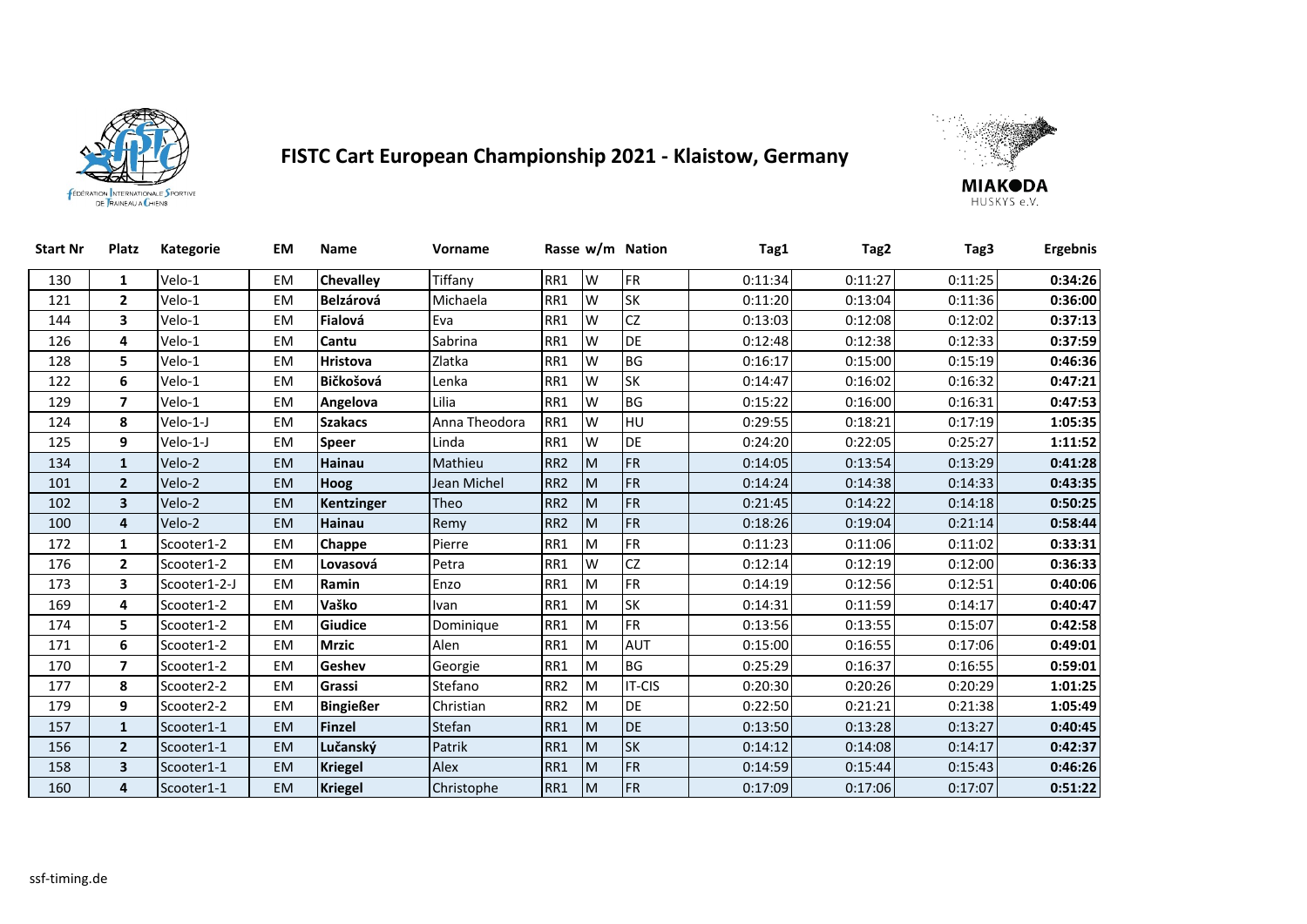# FISTC Cart European Championship 2021 - Klaistow, Germany

| Start Nr | Platz | Kategorie | EM | Name | Vorname | Rasse | w/m | Nation | Tag1 | Tag2 | Tag3 | Ergebnis |
|---|---|---|---|---|---|---|---|---|---|---|---|---|
| 130 | **1** | Velo-1 | EM | **Chevalley** | Tiffany | RR1 | W | FR | 0:11:34 | 0:11:27 | 0:11:25 | **0:34:26** |
| 121 | **2** | Velo-1 | EM | **Belzárová** | Michaela | RR1 | W | SK | 0:11:20 | 0:13:04 | 0:11:36 | **0:36:00** |
| 144 | **3** | Velo-1 | EM | **Fialová** | Eva | RR1 | W | CZ | 0:13:03 | 0:12:08 | 0:12:02 | **0:37:13** |
| 126 | **4** | Velo-1 | EM | **Cantu** | Sabrina | RR1 | W | DE | 0:12:48 | 0:12:38 | 0:12:33 | **0:37:59** |
| 128 | **5** | Velo-1 | EM | **Hristova** | Zlatka | RR1 | W | BG | 0:16:17 | 0:15:00 | 0:15:19 | **0:46:36** |
| 122 | **6** | Velo-1 | EM | **Bičkošová** | Lenka | RR1 | W | SK | 0:14:47 | 0:16:02 | 0:16:32 | **0:47:21** |
| 129 | **7** | Velo-1 | EM | **Angelova** | Lilia | RR1 | W | BG | 0:15:22 | 0:16:00 | 0:16:31 | **0:47:53** |
| 124 | **8** | Velo-1-J | EM | **Szakacs** | Anna Theodora | RR1 | W | HU | 0:29:55 | 0:18:21 | 0:17:19 | **1:05:35** |
| 125 | **9** | Velo-1-J | EM | **Speer** | Linda | RR1 | W | DE | 0:24:20 | 0:22:05 | 0:25:27 | **1:11:52** |
| 134 | **1** | Velo-2 | EM | **Hainau** | Mathieu | RR2 | M | FR | 0:14:05 | 0:13:54 | 0:13:29 | **0:41:28** |
| 101 | **2** | Velo-2 | EM | **Hoog** | Jean Michel | RR2 | M | FR | 0:14:24 | 0:14:38 | 0:14:33 | **0:43:35** |
| 102 | **3** | Velo-2 | EM | **Kentzinger** | Theo | RR2 | M | FR | 0:21:45 | 0:14:22 | 0:14:18 | **0:50:25** |
| 100 | **4** | Velo-2 | EM | **Hainau** | Remy | RR2 | M | FR | 0:18:26 | 0:19:04 | 0:21:14 | **0:58:44** |
| 172 | **1** | Scooter1-2 | EM | **Chappe** | Pierre | RR1 | M | FR | 0:11:23 | 0:11:06 | 0:11:02 | **0:33:31** |
| 176 | **2** | Scooter1-2 | EM | **Lovasová** | Petra | RR1 | W | CZ | 0:12:14 | 0:12:19 | 0:12:00 | **0:36:33** |
| 173 | **3** | Scooter1-2-J | EM | **Ramin** | Enzo | RR1 | M | FR | 0:14:19 | 0:12:56 | 0:12:51 | **0:40:06** |
| 169 | **4** | Scooter1-2 | EM | **Vaško** | Ivan | RR1 | M | SK | 0:14:31 | 0:11:59 | 0:14:17 | **0:40:47** |
| 174 | **5** | Scooter1-2 | EM | **Giudice** | Dominique | RR1 | M | FR | 0:13:56 | 0:13:55 | 0:15:07 | **0:42:58** |
| 171 | **6** | Scooter1-2 | EM | **Mrzic** | Alen | RR1 | M | AUT | 0:15:00 | 0:16:55 | 0:17:06 | **0:49:01** |
| 170 | **7** | Scooter1-2 | EM | **Geshev** | Georgie | RR1 | M | BG | 0:25:29 | 0:16:37 | 0:16:55 | **0:59:01** |
| 177 | **8** | Scooter2-2 | EM | **Grassi** | Stefano | RR2 | M | IT-CIS | 0:20:30 | 0:20:26 | 0:20:29 | **1:01:25** |
| 179 | **9** | Scooter2-2 | EM | **Bingießer** | Christian | RR2 | M | DE | 0:22:50 | 0:21:21 | 0:21:38 | **1:05:49** |
| 157 | **1** | Scooter1-1 | EM | **Finzel** | Stefan | RR1 | M | DE | 0:13:50 | 0:13:28 | 0:13:27 | **0:40:45** |
| 156 | **2** | Scooter1-1 | EM | **Lučanský** | Patrik | RR1 | M | SK | 0:14:12 | 0:14:08 | 0:14:17 | **0:42:37** |
| 158 | **3** | Scooter1-1 | EM | **Kriegel** | Alex | RR1 | M | FR | 0:14:59 | 0:15:44 | 0:15:43 | **0:46:26** |
| 160 | **4** | Scooter1-1 | EM | **Kriegel** | Christophe | RR1 | M | FR | 0:17:09 | 0:17:06 | 0:17:07 | **0:51:22** |

ssf-timing.de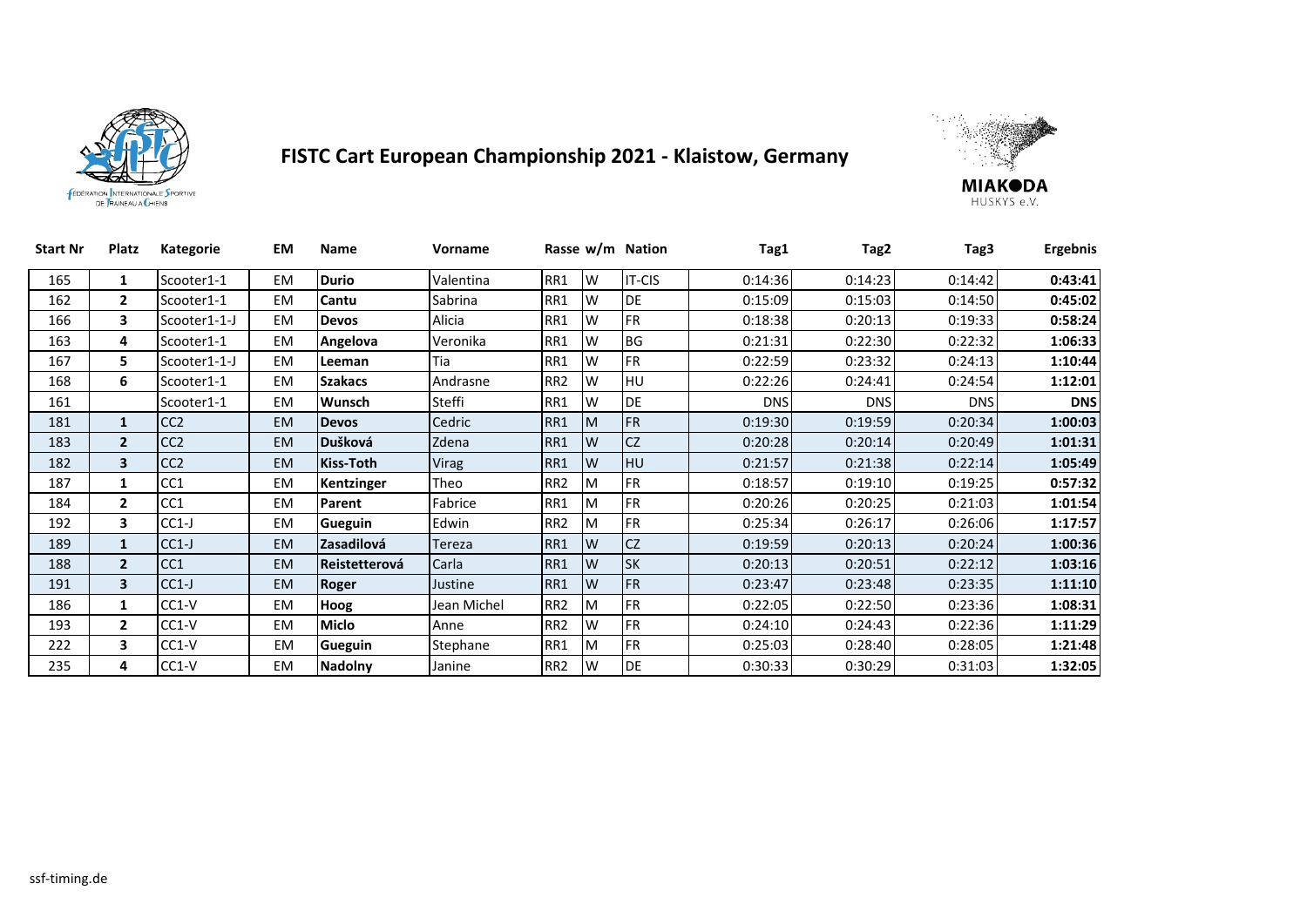# FISTC Cart European Championship 2021 - Klaistow, Germany

| Start Nr | Platz | Kategorie | EM | Name | Vorname | Rasse | w/m | Nation | Tag1 | Tag2 | Tag3 | Ergebnis |
|---|---|---|---|---|---|---|---|---|---|---|---|---|
| 165 | **1** | Scooter1-1 | EM | **Durio** | Valentina | RR1 | W | IT-CIS | 0:14:36 | 0:14:23 | 0:14:42 | **0:43:41** |
| 162 | **2** | Scooter1-1 | EM | **Cantu** | Sabrina | RR1 | W | DE | 0:15:09 | 0:15:03 | 0:14:50 | **0:45:02** |
| 166 | **3** | Scooter1-1-J | EM | **Devos** | Alicia | RR1 | W | FR | 0:18:38 | 0:20:13 | 0:19:33 | **0:58:24** |
| 163 | **4** | Scooter1-1 | EM | **Angelova** | Veronika | RR1 | W | BG | 0:21:31 | 0:22:30 | 0:22:32 | **1:06:33** |
| 167 | **5** | Scooter1-1-J | EM | **Leeman** | Tia | RR1 | W | FR | 0:22:59 | 0:23:32 | 0:24:13 | **1:10:44** |
| 168 | **6** | Scooter1-1 | EM | **Szakacs** | Andrasne | RR2 | W | HU | 0:22:26 | 0:24:41 | 0:24:54 | **1:12:01** |
| 161 | | Scooter1-1 | EM | **Wunsch** | Steffi | RR1 | W | DE | DNS | DNS | DNS | **DNS** |
| 181 | **1** | CC2 | EM | **Devos** | Cedric | RR1 | M | FR | 0:19:30 | 0:19:59 | 0:20:34 | **1:00:03** |
| 183 | **2** | CC2 | EM | **Dušková** | Zdena | RR1 | W | CZ | 0:20:28 | 0:20:14 | 0:20:49 | **1:01:31** |
| 182 | **3** | CC2 | EM | **Kiss-Toth** | Virag | RR1 | W | HU | 0:21:57 | 0:21:38 | 0:22:14 | **1:05:49** |
| 187 | **1** | CC1 | EM | **Kentzinger** | Theo | RR2 | M | FR | 0:18:57 | 0:19:10 | 0:19:25 | **0:57:32** |
| 184 | **2** | CC1 | EM | **Parent** | Fabrice | RR1 | M | FR | 0:20:26 | 0:20:25 | 0:21:03 | **1:01:54** |
| 192 | **3** | CC1-J | EM | **Gueguin** | Edwin | RR2 | M | FR | 0:25:34 | 0:26:17 | 0:26:06 | **1:17:57** |
| 189 | **1** | CC1-J | EM | **Zasadilová** | Tereza | RR1 | W | CZ | 0:19:59 | 0:20:13 | 0:20:24 | **1:00:36** |
| 188 | **2** | CC1 | EM | **Reistetterová** | Carla | RR1 | W | SK | 0:20:13 | 0:20:51 | 0:22:12 | **1:03:16** |
| 191 | **3** | CC1-J | EM | **Roger** | Justine | RR1 | W | FR | 0:23:47 | 0:23:48 | 0:23:35 | **1:11:10** |
| 186 | **1** | CC1-V | EM | **Hoog** | Jean Michel | RR2 | M | FR | 0:22:05 | 0:22:50 | 0:23:36 | **1:08:31** |
| 193 | **2** | CC1-V | EM | **Miclo** | Anne | RR2 | W | FR | 0:24:10 | 0:24:43 | 0:22:36 | **1:11:29** |
| 222 | **3** | CC1-V | EM | **Gueguin** | Stephane | RR1 | M | FR | 0:25:03 | 0:28:40 | 0:28:05 | **1:21:48** |
| 235 | **4** | CC1-V | EM | **Nadolny** | Janine | RR2 | W | DE | 0:30:33 | 0:30:29 | 0:31:03 | **1:32:05** |

ssf-timing.de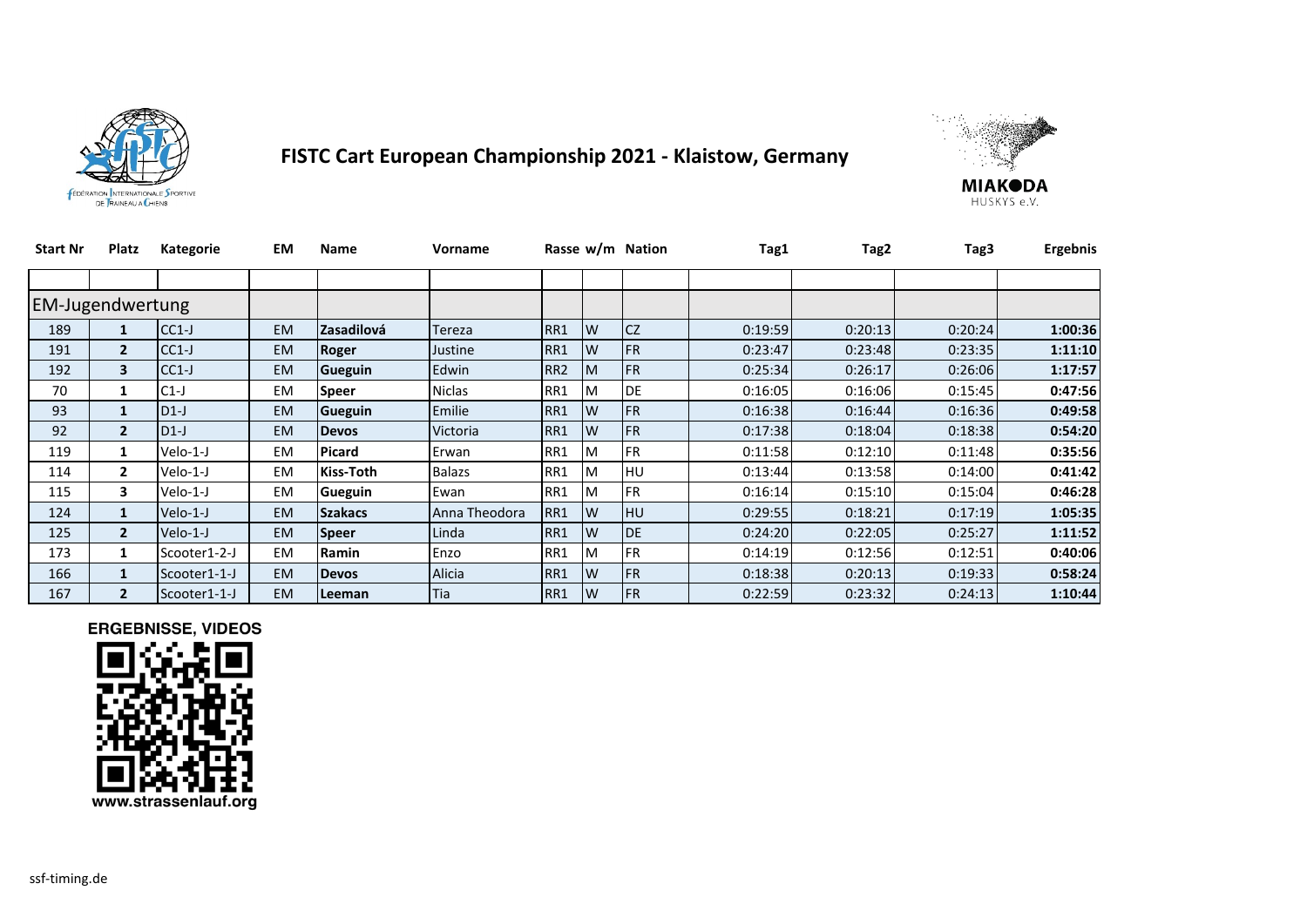# FISTC Cart European Championship 2021 - Klaistow, Germany

| Start Nr | Platz | Kategorie | EM | Name | Vorname | Rasse | w/m | Nation | Tag1 | Tag2 | Tag3 | Ergebnis |
|---|---|---|---|---|---|---|---|---|---|---|---|---|
| | | | | | | | | | | | | |
| EM-Jugendwertung | | | | | | | | | | | | |
| 189 | **1** | CC1-J | EM | **Zasadilová** | Tereza | RR1 | W | CZ | 0:19:59 | 0:20:13 | 0:20:24 | **1:00:36** |
| 191 | **2** | CC1-J | EM | **Roger** | Justine | RR1 | W | FR | 0:23:47 | 0:23:48 | 0:23:35 | **1:11:10** |
| 192 | **3** | CC1-J | EM | **Gueguin** | Edwin | RR2 | M | FR | 0:25:34 | 0:26:17 | 0:26:06 | **1:17:57** |
| 70 | **1** | C1-J | EM | **Speer** | Niclas | RR1 | M | DE | 0:16:05 | 0:16:06 | 0:15:45 | **0:47:56** |
| 93 | **1** | D1-J | EM | **Gueguin** | Emilie | RR1 | W | FR | 0:16:38 | 0:16:44 | 0:16:36 | **0:49:58** |
| 92 | **2** | D1-J | EM | **Devos** | Victoria | RR1 | W | FR | 0:17:38 | 0:18:04 | 0:18:38 | **0:54:20** |
| 119 | **1** | Velo-1-J | EM | **Picard** | Erwan | RR1 | M | FR | 0:11:58 | 0:12:10 | 0:11:48 | **0:35:56** |
| 114 | **2** | Velo-1-J | EM | **Kiss-Toth** | Balazs | RR1 | M | HU | 0:13:44 | 0:13:58 | 0:14:00 | **0:41:42** |
| 115 | **3** | Velo-1-J | EM | **Gueguin** | Ewan | RR1 | M | FR | 0:16:14 | 0:15:10 | 0:15:04 | **0:46:28** |
| 124 | **1** | Velo-1-J | EM | **Szakacs** | Anna Theodora | RR1 | W | HU | 0:29:55 | 0:18:21 | 0:17:19 | **1:05:35** |
| 125 | **2** | Velo-1-J | EM | **Speer** | Linda | RR1 | W | DE | 0:24:20 | 0:22:05 | 0:25:27 | **1:11:52** |
| 173 | **1** | Scooter1-2-J | EM | **Ramin** | Enzo | RR1 | M | FR | 0:14:19 | 0:12:56 | 0:12:51 | **0:40:06** |
| 166 | **1** | Scooter1-1-J | EM | **Devos** | Alicia | RR1 | W | FR | 0:18:38 | 0:20:13 | 0:19:33 | **0:58:24** |
| 167 | **2** | Scooter1-1-J | EM | **Leeman** | Tia | RR1 | W | FR | 0:22:59 | 0:23:32 | 0:24:13 | **1:10:44** |

**ERGEBNISSE, VIDEOS**

www.strassenlauf.org

ssf-timing.de